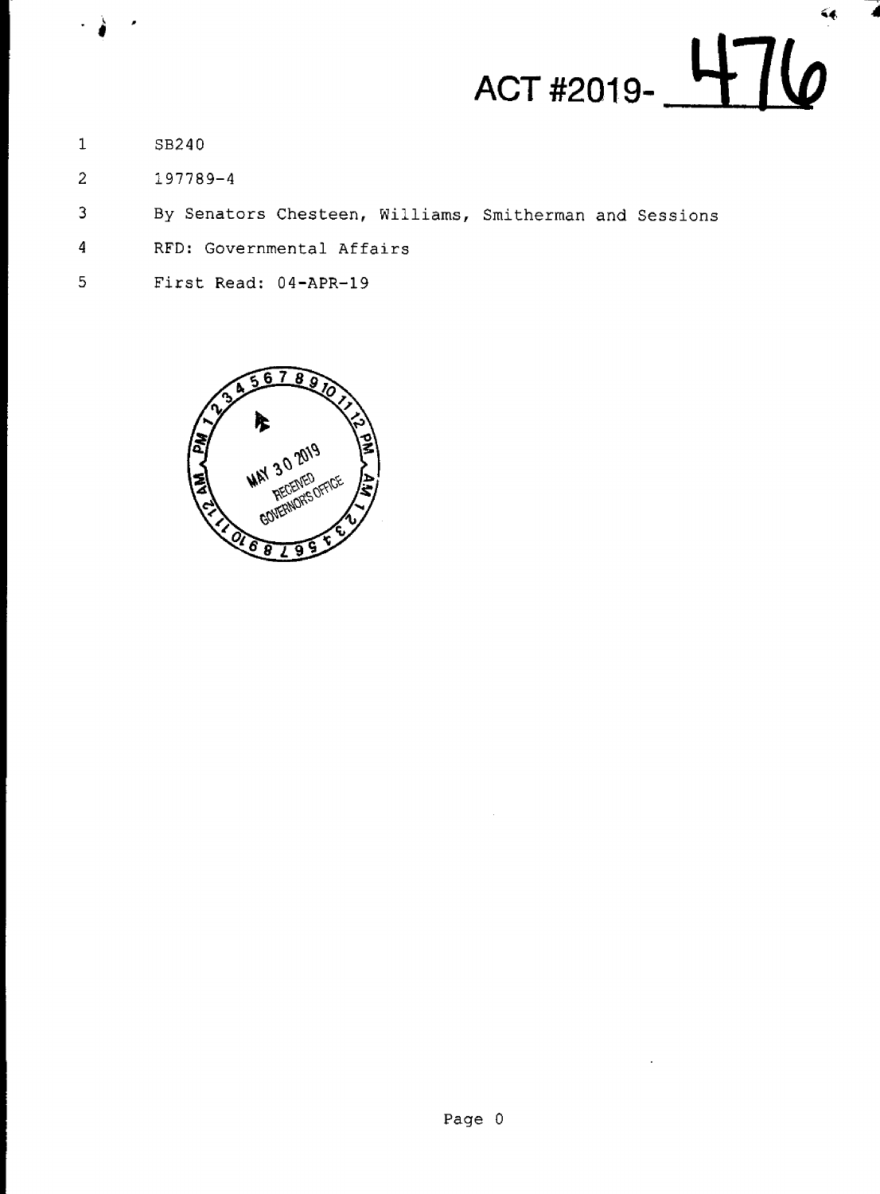ACT #2019-476

1 SB240

2 197789-4

3 By Senators Chesteen, Williams, Smitherman and Sessions

4 RFD: Governmental Affairs

5 First Read: 04-APR-19

MAY 30 2019
RECEIVED
GOVERNOR'S OFFICE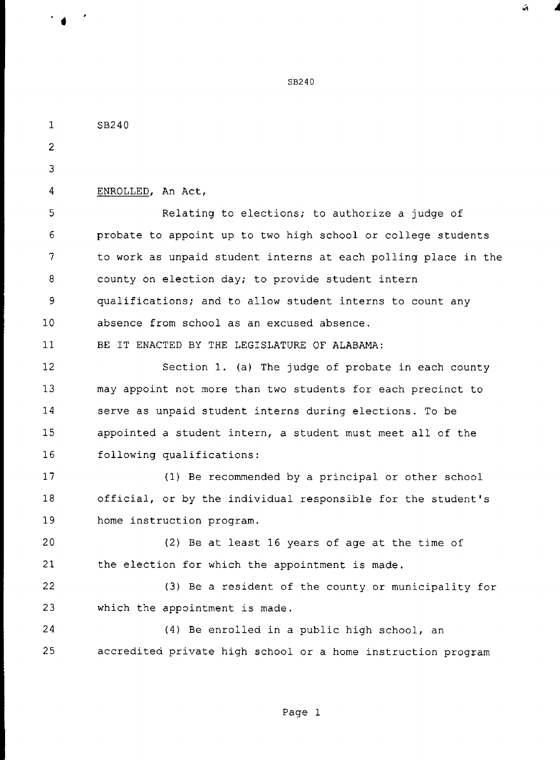SB240

ENROLLED, An Act,

Relating to elections; to authorize a judge of probate to appoint up to two high school or college students to work as unpaid student interns at each polling place in the county on election day; to provide student intern qualifications; and to allow student interns to count any absence from school as an excused absence.

BE IT ENACTED BY THE LEGISLATURE OF ALABAMA:

Section 1. (a) The judge of probate in each county may appoint not more than two students for each precinct to serve as unpaid student interns during elections. To be appointed a student intern, a student must meet all of the following qualifications:

(1) Be recommended by a principal or other school official, or by the individual responsible for the student's home instruction program.

(2) Be at least 16 years of age at the time of the election for which the appointment is made.

(3) Be a resident of the county or municipality for which the appointment is made.

(4) Be enrolled in a public high school, an accredited private high school or a home instruction program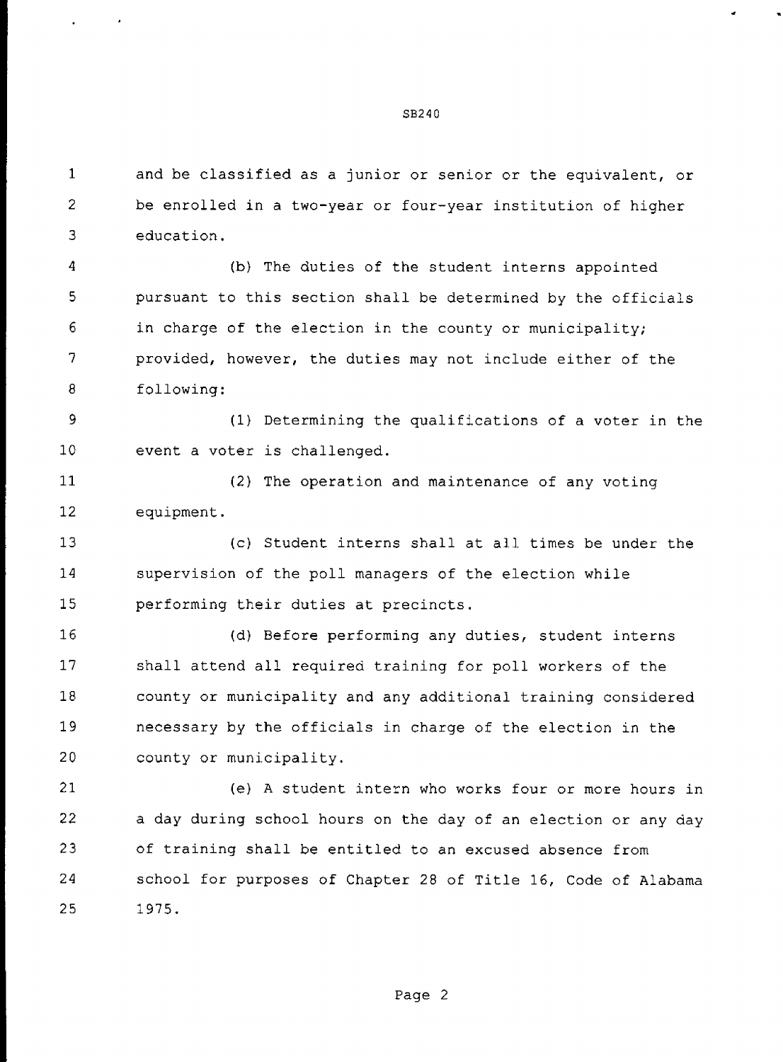and be classified as a junior or senior or the equivalent, or be enrolled in a two-year or four-year institution of higher education.

(b) The duties of the student interns appointed pursuant to this section shall be determined by the officials in charge of the election in the county or municipality; provided, however, the duties may not include either of the following:

(1) Determining the qualifications of a voter in the event a voter is challenged.

(2) The operation and maintenance of any voting equipment.

(c) Student interns shall at all times be under the supervision of the poll managers of the election while performing their duties at precincts.

(d) Before performing any duties, student interns shall attend all required training for poll workers of the county or municipality and any additional training considered necessary by the officials in charge of the election in the county or municipality.

(e) A student intern who works four or more hours in a day during school hours on the day of an election or any day of training shall be entitled to an excused absence from school for purposes of Chapter 28 of Title 16, Code of Alabama 1975.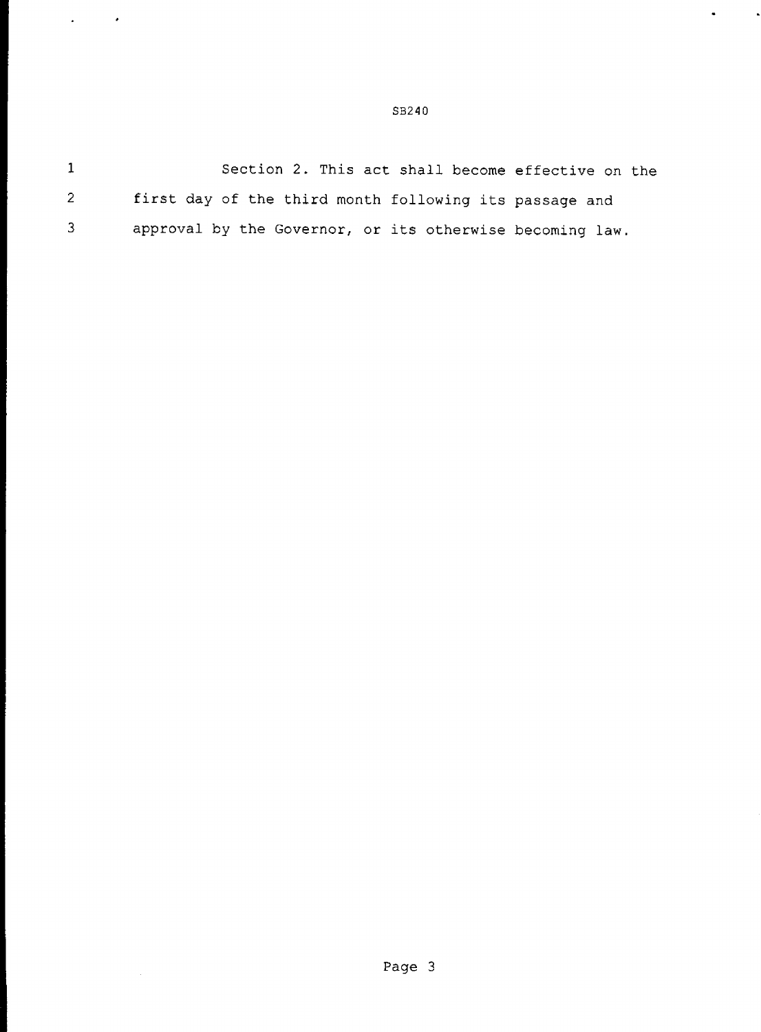Section 2. This act shall become effective on the first day of the third month following its passage and approval by the Governor, or its otherwise becoming law.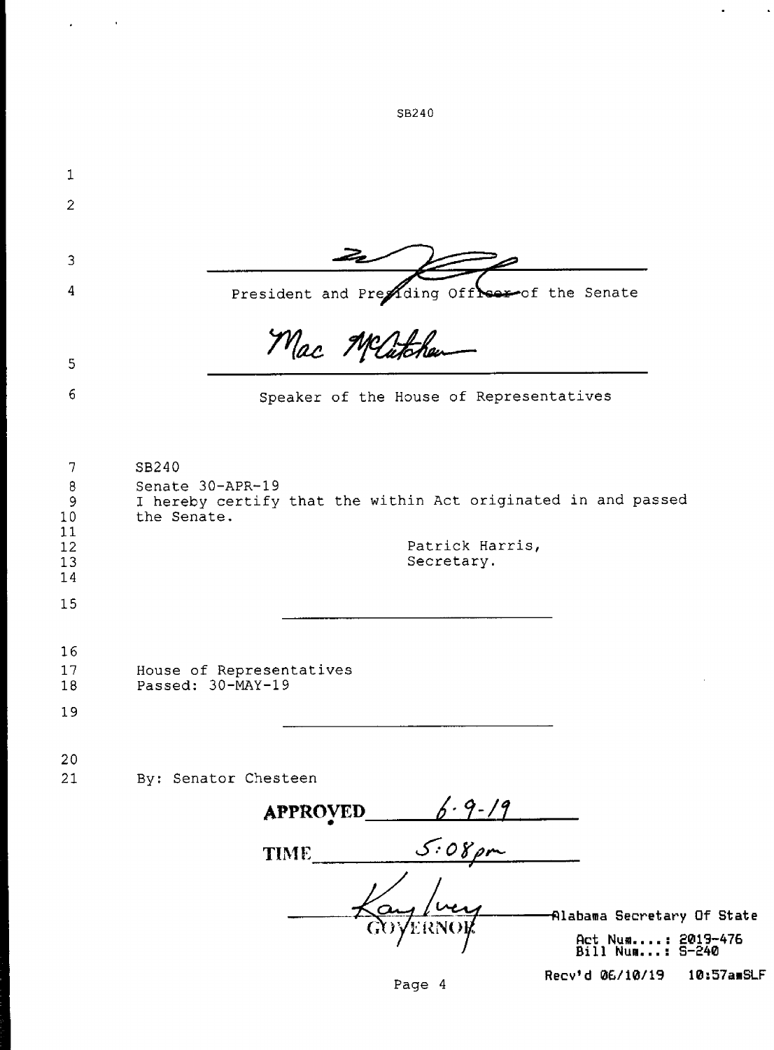SB240

1

2

3 ______________________________________

4 President and Presiding Officer of the Senate

5 ______________________________________

6 Speaker of the House of Representatives

7 SB240
8 Senate 30-APR-19
9 I hereby certify that the within Act originated in and passed
10 the Senate.
11
12 Patrick Harris,
13 Secretary.
14

15 ______________________________________

16
17 House of Representatives
18 Passed: 30-MAY-19

19 ______________________________________

20
21 By: Senator Chesteen

**APPROVED** 6-9-19

**TIME** 5:08pm

______________________________________
GOVERNOR

Alabama Secretary Of State

Act Num....: 2019-476
Bill Num...: S-240

Recv'd 06/10/19 10:57amSLF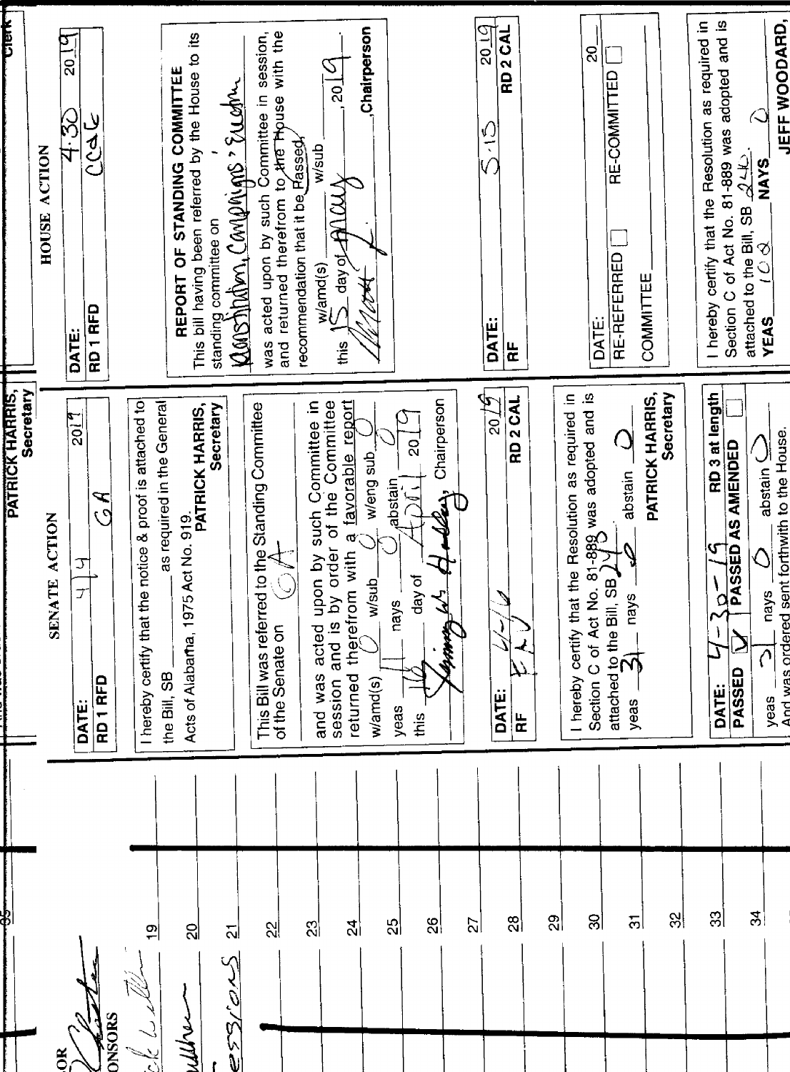PATRICK HARRIS, Secretary

## SENATE ACTION

DATE: 4/4 2019
RD 1 RFD GA

I hereby certify that the notice & proof is attached to the Bill, SB ______ as required in the General Acts of Alabama, 1975 Act No. 919.

PATRICK HARRIS, Secretary

This Bill was referred to the Standing Committee of the Senate on GA

and was acted upon by such Committee in session and is by order of the Committee returned therefrom with a favorable report w/amd(s) 0 w/sub 0 w/eng sub 0 yeas 11 nays 0 abstain 0 this 16 day of April 2019

Chairperson

DATE: 4-16 2019
RF ______ RD 2 CAL

I hereby certify that the Resolution as required in Section C of Act No. 81-889 was adopted and is attached to the Bill, SB 24 yeas 31 nays 0 abstain 0

PATRICK HARRIS, Secretary

DATE: 4-30-19 RD 3 at length
PASSED ✓ PASSED AS AMENDED ☐

yeas 31 nays 0 abstain 0
And was ordered sent forthwith to the House.

## HOUSE ACTION

DATE: 4.30 2019
RD 1 RFD CC&E

### REPORT OF STANDING COMMITTEE

This bill having been referred by the House to its standing committee on Constitution, Campaigns, Elections

was acted upon by such Committee in session, and returned therefrom to the House with the recommendation that it be Passed, w/amd(s) ______ w/sub ______ this 15 day of May, 2019

Chairperson

DATE: 5.15 2019
RF ______ RD 2 CAL

DATE: ______ 20__
RE-REFERRED ☐ RE-COMMITTED ☐
COMMITTEE ______

I hereby certify that the Resolution as required in Section C of Act No. 81-889 was adopted and is attached to the Bill, SB 24. YEAS 102 NAYS 0

JEFF WOODARD,